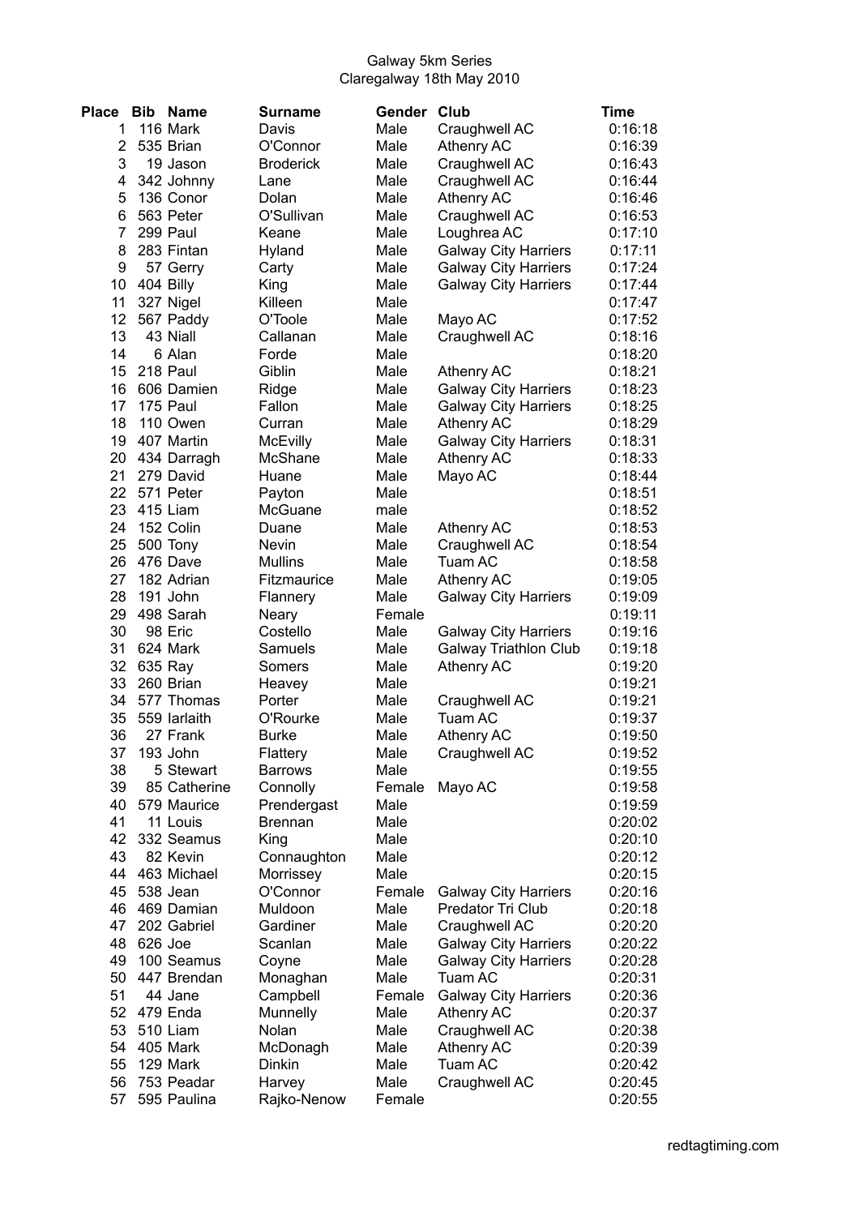Galway 5km Series
Claregalway 18th May 2010

| Place | Bib | Name | Surname | Gender | Club | Time |
|---|---|---|---|---|---|---|
| 1 | 116 | Mark | Davis | Male | Craughwell AC | 0:16:18 |
| 2 | 535 | Brian | O'Connor | Male | Athenry AC | 0:16:39 |
| 3 | 19 | Jason | Broderick | Male | Craughwell AC | 0:16:43 |
| 4 | 342 | Johnny | Lane | Male | Craughwell AC | 0:16:44 |
| 5 | 136 | Conor | Dolan | Male | Athenry AC | 0:16:46 |
| 6 | 563 | Peter | O'Sullivan | Male | Craughwell AC | 0:16:53 |
| 7 | 299 | Paul | Keane | Male | Loughrea AC | 0:17:10 |
| 8 | 283 | Fintan | Hyland | Male | Galway City Harriers | 0:17:11 |
| 9 | 57 | Gerry | Carty | Male | Galway City Harriers | 0:17:24 |
| 10 | 404 | Billy | King | Male | Galway City Harriers | 0:17:44 |
| 11 | 327 | Nigel | Killeen | Male | | 0:17:47 |
| 12 | 567 | Paddy | O'Toole | Male | Mayo AC | 0:17:52 |
| 13 | 43 | Niall | Callanan | Male | Craughwell AC | 0:18:16 |
| 14 | 6 | Alan | Forde | Male | | 0:18:20 |
| 15 | 218 | Paul | Giblin | Male | Athenry AC | 0:18:21 |
| 16 | 606 | Damien | Ridge | Male | Galway City Harriers | 0:18:23 |
| 17 | 175 | Paul | Fallon | Male | Galway City Harriers | 0:18:25 |
| 18 | 110 | Owen | Curran | Male | Athenry AC | 0:18:29 |
| 19 | 407 | Martin | McEvilly | Male | Galway City Harriers | 0:18:31 |
| 20 | 434 | Darragh | McShane | Male | Athenry AC | 0:18:33 |
| 21 | 279 | David | Huane | Male | Mayo AC | 0:18:44 |
| 22 | 571 | Peter | Payton | Male | | 0:18:51 |
| 23 | 415 | Liam | McGuane | male | | 0:18:52 |
| 24 | 152 | Colin | Duane | Male | Athenry AC | 0:18:53 |
| 25 | 500 | Tony | Nevin | Male | Craughwell AC | 0:18:54 |
| 26 | 476 | Dave | Mullins | Male | Tuam AC | 0:18:58 |
| 27 | 182 | Adrian | Fitzmaurice | Male | Athenry AC | 0:19:05 |
| 28 | 191 | John | Flannery | Male | Galway City Harriers | 0:19:09 |
| 29 | 498 | Sarah | Neary | Female | | 0:19:11 |
| 30 | 98 | Eric | Costello | Male | Galway City Harriers | 0:19:16 |
| 31 | 624 | Mark | Samuels | Male | Galway Triathlon Club | 0:19:18 |
| 32 | 635 | Ray | Somers | Male | Athenry AC | 0:19:20 |
| 33 | 260 | Brian | Heavey | Male | | 0:19:21 |
| 34 | 577 | Thomas | Porter | Male | Craughwell AC | 0:19:21 |
| 35 | 559 | Iarlaith | O'Rourke | Male | Tuam AC | 0:19:37 |
| 36 | 27 | Frank | Burke | Male | Athenry AC | 0:19:50 |
| 37 | 193 | John | Flattery | Male | Craughwell AC | 0:19:52 |
| 38 | 5 | Stewart | Barrows | Male | | 0:19:55 |
| 39 | 85 | Catherine | Connolly | Female | Mayo AC | 0:19:58 |
| 40 | 579 | Maurice | Prendergast | Male | | 0:19:59 |
| 41 | 11 | Louis | Brennan | Male | | 0:20:02 |
| 42 | 332 | Seamus | King | Male | | 0:20:10 |
| 43 | 82 | Kevin | Connaughton | Male | | 0:20:12 |
| 44 | 463 | Michael | Morrissey | Male | | 0:20:15 |
| 45 | 538 | Jean | O'Connor | Female | Galway City Harriers | 0:20:16 |
| 46 | 469 | Damian | Muldoon | Male | Predator Tri Club | 0:20:18 |
| 47 | 202 | Gabriel | Gardiner | Male | Craughwell AC | 0:20:20 |
| 48 | 626 | Joe | Scanlan | Male | Galway City Harriers | 0:20:22 |
| 49 | 100 | Seamus | Coyne | Male | Galway City Harriers | 0:20:28 |
| 50 | 447 | Brendan | Monaghan | Male | Tuam AC | 0:20:31 |
| 51 | 44 | Jane | Campbell | Female | Galway City Harriers | 0:20:36 |
| 52 | 479 | Enda | Munnelly | Male | Athenry AC | 0:20:37 |
| 53 | 510 | Liam | Nolan | Male | Craughwell AC | 0:20:38 |
| 54 | 405 | Mark | McDonagh | Male | Athenry AC | 0:20:39 |
| 55 | 129 | Mark | Dinkin | Male | Tuam AC | 0:20:42 |
| 56 | 753 | Peadar | Harvey | Male | Craughwell AC | 0:20:45 |
| 57 | 595 | Paulina | Rajko-Nenow | Female | | 0:20:55 |

redtagtiming.com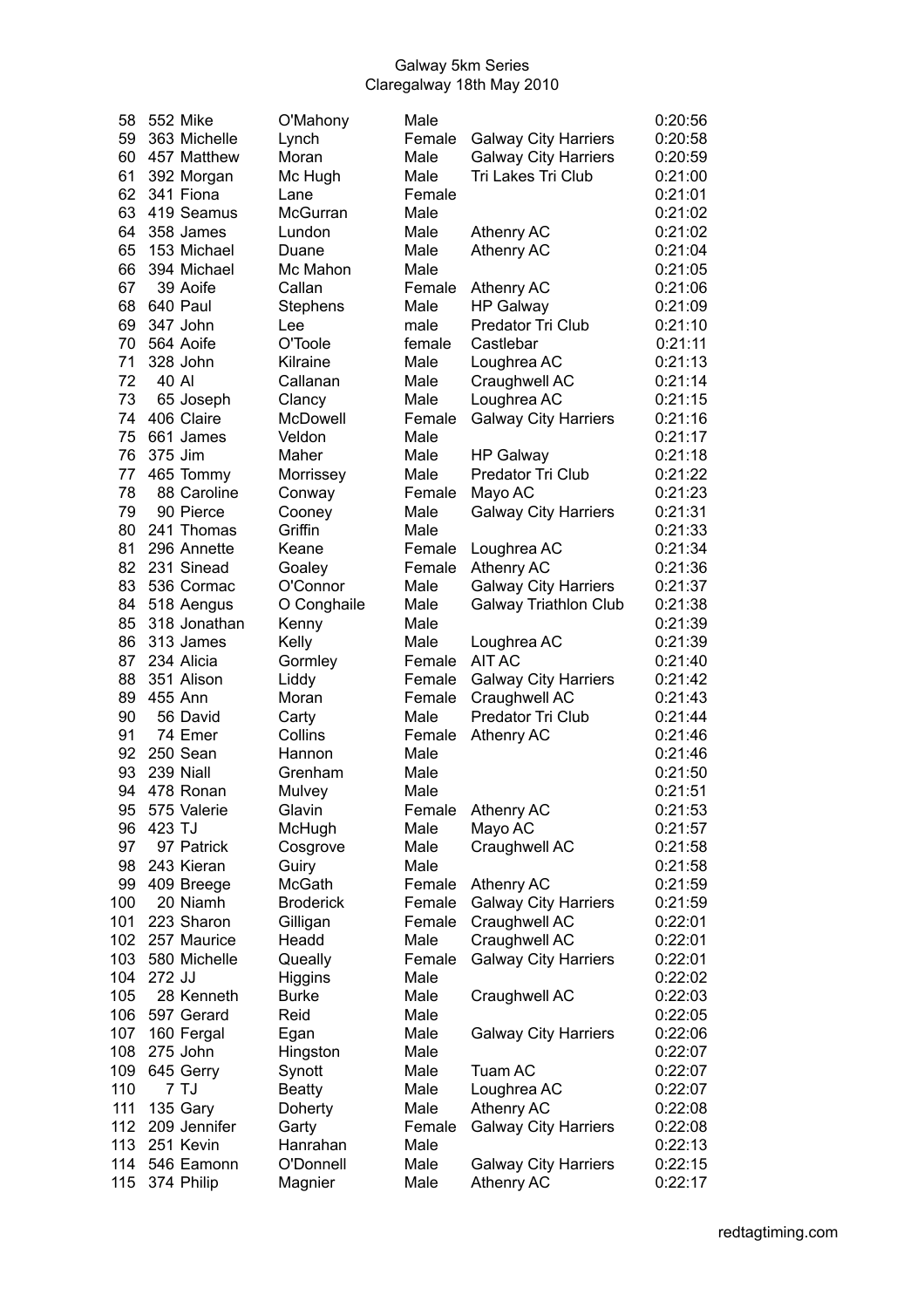Galway 5km Series
Claregalway 18th May 2010

| | | | | | | |
|---|---|---|---|---|---|---|
| 58 | 552 | Mike | O'Mahony | Male | | 0:20:56 |
| 59 | 363 | Michelle | Lynch | Female | Galway City Harriers | 0:20:58 |
| 60 | 457 | Matthew | Moran | Male | Galway City Harriers | 0:20:59 |
| 61 | 392 | Morgan | Mc Hugh | Male | Tri Lakes Tri Club | 0:21:00 |
| 62 | 341 | Fiona | Lane | Female | | 0:21:01 |
| 63 | 419 | Seamus | McGurran | Male | | 0:21:02 |
| 64 | 358 | James | Lundon | Male | Athenry AC | 0:21:02 |
| 65 | 153 | Michael | Duane | Male | Athenry AC | 0:21:04 |
| 66 | 394 | Michael | Mc Mahon | Male | | 0:21:05 |
| 67 | 39 | Aoife | Callan | Female | Athenry AC | 0:21:06 |
| 68 | 640 | Paul | Stephens | Male | HP Galway | 0:21:09 |
| 69 | 347 | John | Lee | male | Predator Tri Club | 0:21:10 |
| 70 | 564 | Aoife | O'Toole | female | Castlebar | 0:21:11 |
| 71 | 328 | John | Kilraine | Male | Loughrea AC | 0:21:13 |
| 72 | 40 | Al | Callanan | Male | Craughwell AC | 0:21:14 |
| 73 | 65 | Joseph | Clancy | Male | Loughrea AC | 0:21:15 |
| 74 | 406 | Claire | McDowell | Female | Galway City Harriers | 0:21:16 |
| 75 | 661 | James | Veldon | Male | | 0:21:17 |
| 76 | 375 | Jim | Maher | Male | HP Galway | 0:21:18 |
| 77 | 465 | Tommy | Morrissey | Male | Predator Tri Club | 0:21:22 |
| 78 | 88 | Caroline | Conway | Female | Mayo AC | 0:21:23 |
| 79 | 90 | Pierce | Cooney | Male | Galway City Harriers | 0:21:31 |
| 80 | 241 | Thomas | Griffin | Male | | 0:21:33 |
| 81 | 296 | Annette | Keane | Female | Loughrea AC | 0:21:34 |
| 82 | 231 | Sinead | Goaley | Female | Athenry AC | 0:21:36 |
| 83 | 536 | Cormac | O'Connor | Male | Galway City Harriers | 0:21:37 |
| 84 | 518 | Aengus | O Conghaile | Male | Galway Triathlon Club | 0:21:38 |
| 85 | 318 | Jonathan | Kenny | Male | | 0:21:39 |
| 86 | 313 | James | Kelly | Male | Loughrea AC | 0:21:39 |
| 87 | 234 | Alicia | Gormley | Female | AIT AC | 0:21:40 |
| 88 | 351 | Alison | Liddy | Female | Galway City Harriers | 0:21:42 |
| 89 | 455 | Ann | Moran | Female | Craughwell AC | 0:21:43 |
| 90 | 56 | David | Carty | Male | Predator Tri Club | 0:21:44 |
| 91 | 74 | Emer | Collins | Female | Athenry AC | 0:21:46 |
| 92 | 250 | Sean | Hannon | Male | | 0:21:46 |
| 93 | 239 | Niall | Grenham | Male | | 0:21:50 |
| 94 | 478 | Ronan | Mulvey | Male | | 0:21:51 |
| 95 | 575 | Valerie | Glavin | Female | Athenry AC | 0:21:53 |
| 96 | 423 | TJ | McHugh | Male | Mayo AC | 0:21:57 |
| 97 | 97 | Patrick | Cosgrove | Male | Craughwell AC | 0:21:58 |
| 98 | 243 | Kieran | Guiry | Male | | 0:21:58 |
| 99 | 409 | Breege | McGath | Female | Athenry AC | 0:21:59 |
| 100 | 20 | Niamh | Broderick | Female | Galway City Harriers | 0:21:59 |
| 101 | 223 | Sharon | Gilligan | Female | Craughwell AC | 0:22:01 |
| 102 | 257 | Maurice | Headd | Male | Craughwell AC | 0:22:01 |
| 103 | 580 | Michelle | Queally | Female | Galway City Harriers | 0:22:01 |
| 104 | 272 | JJ | Higgins | Male | | 0:22:02 |
| 105 | 28 | Kenneth | Burke | Male | Craughwell AC | 0:22:03 |
| 106 | 597 | Gerard | Reid | Male | | 0:22:05 |
| 107 | 160 | Fergal | Egan | Male | Galway City Harriers | 0:22:06 |
| 108 | 275 | John | Hingston | Male | | 0:22:07 |
| 109 | 645 | Gerry | Synott | Male | Tuam AC | 0:22:07 |
| 110 | 7 | TJ | Beatty | Male | Loughrea AC | 0:22:07 |
| 111 | 135 | Gary | Doherty | Male | Athenry AC | 0:22:08 |
| 112 | 209 | Jennifer | Garty | Female | Galway City Harriers | 0:22:08 |
| 113 | 251 | Kevin | Hanrahan | Male | | 0:22:13 |
| 114 | 546 | Eamonn | O'Donnell | Male | Galway City Harriers | 0:22:15 |
| 115 | 374 | Philip | Magnier | Male | Athenry AC | 0:22:17 |

redtagtiming.com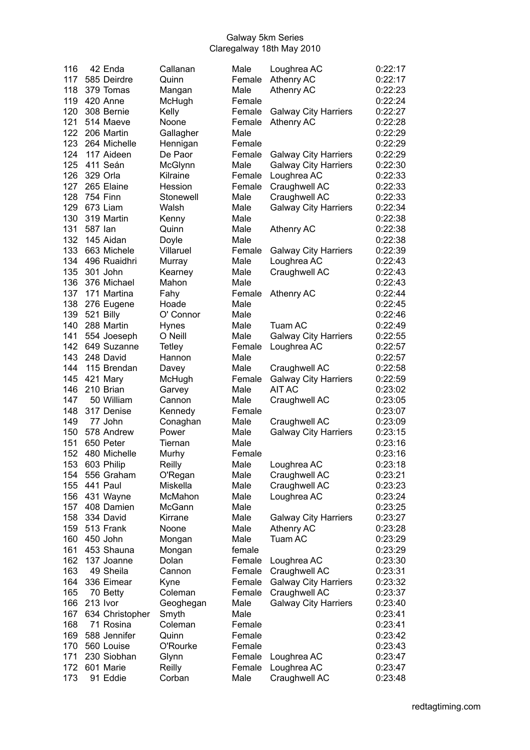# Galway 5km Series
## Claregalway 18th May 2010

| Pos | No. | First Name | Surname | Gender | Club | Time |
|---|---|---|---|---|---|---|
| 116 | 42 | Enda | Callanan | Male | Loughrea AC | 0:22:17 |
| 117 | 585 | Deirdre | Quinn | Female | Athenry AC | 0:22:17 |
| 118 | 379 | Tomas | Mangan | Male | Athenry AC | 0:22:23 |
| 119 | 420 | Anne | McHugh | Female | | 0:22:24 |
| 120 | 308 | Bernie | Kelly | Female | Galway City Harriers | 0:22:27 |
| 121 | 514 | Maeve | Noone | Female | Athenry AC | 0:22:28 |
| 122 | 206 | Martin | Gallagher | Male | | 0:22:29 |
| 123 | 264 | Michelle | Hennigan | Female | | 0:22:29 |
| 124 | 117 | Aideen | De Paor | Female | Galway City Harriers | 0:22:29 |
| 125 | 411 | Seán | McGlynn | Male | Galway City Harriers | 0:22:30 |
| 126 | 329 | Orla | Kilraine | Female | Loughrea AC | 0:22:33 |
| 127 | 265 | Elaine | Hession | Female | Craughwell AC | 0:22:33 |
| 128 | 754 | Finn | Stonewell | Male | Craughwell AC | 0:22:33 |
| 129 | 673 | Liam | Walsh | Male | Galway City Harriers | 0:22:34 |
| 130 | 319 | Martin | Kenny | Male | | 0:22:38 |
| 131 | 587 | Ian | Quinn | Male | Athenry AC | 0:22:38 |
| 132 | 145 | Aidan | Doyle | Male | | 0:22:38 |
| 133 | 663 | Michele | Villaruel | Female | Galway City Harriers | 0:22:39 |
| 134 | 496 | Ruaidhri | Murray | Male | Loughrea AC | 0:22:43 |
| 135 | 301 | John | Kearney | Male | Craughwell AC | 0:22:43 |
| 136 | 376 | Michael | Mahon | Male | | 0:22:43 |
| 137 | 171 | Martina | Fahy | Female | Athenry AC | 0:22:44 |
| 138 | 276 | Eugene | Hoade | Male | | 0:22:45 |
| 139 | 521 | Billy | O' Connor | Male | | 0:22:46 |
| 140 | 288 | Martin | Hynes | Male | Tuam AC | 0:22:49 |
| 141 | 554 | Joeseph | O Neill | Male | Galway City Harriers | 0:22:55 |
| 142 | 649 | Suzanne | Tetley | Female | Loughrea AC | 0:22:57 |
| 143 | 248 | David | Hannon | Male | | 0:22:57 |
| 144 | 115 | Brendan | Davey | Male | Craughwell AC | 0:22:58 |
| 145 | 421 | Mary | McHugh | Female | Galway City Harriers | 0:22:59 |
| 146 | 210 | Brian | Garvey | Male | AIT AC | 0:23:02 |
| 147 | 50 | William | Cannon | Male | Craughwell AC | 0:23:05 |
| 148 | 317 | Denise | Kennedy | Female | | 0:23:07 |
| 149 | 77 | John | Conaghan | Male | Craughwell AC | 0:23:09 |
| 150 | 578 | Andrew | Power | Male | Galway City Harriers | 0:23:15 |
| 151 | 650 | Peter | Tiernan | Male | | 0:23:16 |
| 152 | 480 | Michelle | Murhy | Female | | 0:23:16 |
| 153 | 603 | Philip | Reilly | Male | Loughrea AC | 0:23:18 |
| 154 | 556 | Graham | O'Regan | Male | Craughwell AC | 0:23:21 |
| 155 | 441 | Paul | Miskella | Male | Craughwell AC | 0:23:23 |
| 156 | 431 | Wayne | McMahon | Male | Loughrea AC | 0:23:24 |
| 157 | 408 | Damien | McGann | Male | | 0:23:25 |
| 158 | 334 | David | Kirrane | Male | Galway City Harriers | 0:23:27 |
| 159 | 513 | Frank | Noone | Male | Athenry AC | 0:23:28 |
| 160 | 450 | John | Mongan | Male | Tuam AC | 0:23:29 |
| 161 | 453 | Shauna | Mongan | female | | 0:23:29 |
| 162 | 137 | Joanne | Dolan | Female | Loughrea AC | 0:23:30 |
| 163 | 49 | Sheila | Cannon | Female | Craughwell AC | 0:23:31 |
| 164 | 336 | Eimear | Kyne | Female | Galway City Harriers | 0:23:32 |
| 165 | 70 | Betty | Coleman | Female | Craughwell AC | 0:23:37 |
| 166 | 213 | Ivor | Geoghegan | Male | Galway City Harriers | 0:23:40 |
| 167 | 634 | Christopher | Smyth | Male | | 0:23:41 |
| 168 | 71 | Rosina | Coleman | Female | | 0:23:41 |
| 169 | 588 | Jennifer | Quinn | Female | | 0:23:42 |
| 170 | 560 | Louise | O'Rourke | Female | | 0:23:43 |
| 171 | 230 | Siobhan | Glynn | Female | Loughrea AC | 0:23:47 |
| 172 | 601 | Marie | Reilly | Female | Loughrea AC | 0:23:47 |
| 173 | 91 | Eddie | Corban | Male | Craughwell AC | 0:23:48 |

redtagtiming.com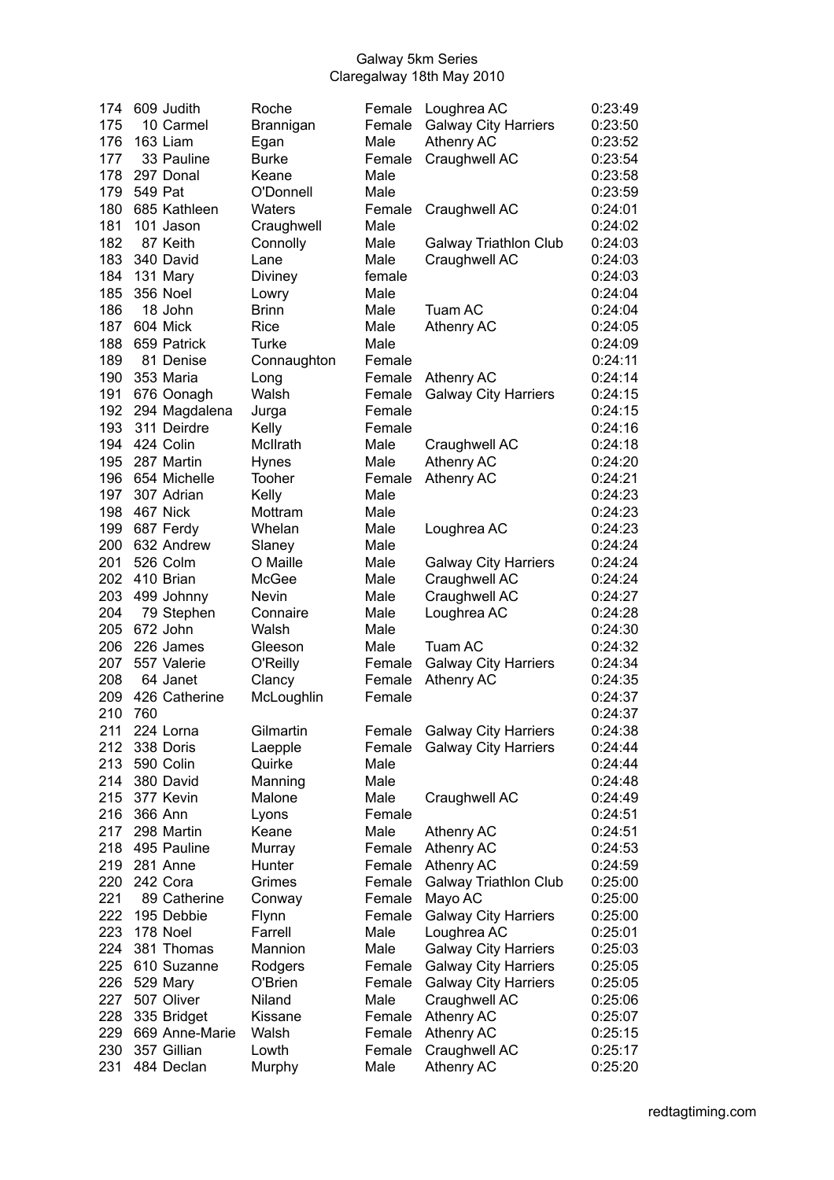Galway 5km Series
Claregalway 18th May 2010

| | | | | | | |
|---|---|---|---|---|---|---|
| 174 | 609 | Judith | Roche | Female | Loughrea AC | 0:23:49 |
| 175 | 10 | Carmel | Brannigan | Female | Galway City Harriers | 0:23:50 |
| 176 | 163 | Liam | Egan | Male | Athenry AC | 0:23:52 |
| 177 | 33 | Pauline | Burke | Female | Craughwell AC | 0:23:54 |
| 178 | 297 | Donal | Keane | Male | | 0:23:58 |
| 179 | 549 | Pat | O'Donnell | Male | | 0:23:59 |
| 180 | 685 | Kathleen | Waters | Female | Craughwell AC | 0:24:01 |
| 181 | 101 | Jason | Craughwell | Male | | 0:24:02 |
| 182 | 87 | Keith | Connolly | Male | Galway Triathlon Club | 0:24:03 |
| 183 | 340 | David | Lane | Male | Craughwell AC | 0:24:03 |
| 184 | 131 | Mary | Diviney | female | | 0:24:03 |
| 185 | 356 | Noel | Lowry | Male | | 0:24:04 |
| 186 | 18 | John | Brinn | Male | Tuam AC | 0:24:04 |
| 187 | 604 | Mick | Rice | Male | Athenry AC | 0:24:05 |
| 188 | 659 | Patrick | Turke | Male | | 0:24:09 |
| 189 | 81 | Denise | Connaughton | Female | | 0:24:11 |
| 190 | 353 | Maria | Long | Female | Athenry AC | 0:24:14 |
| 191 | 676 | Oonagh | Walsh | Female | Galway City Harriers | 0:24:15 |
| 192 | 294 | Magdalena | Jurga | Female | | 0:24:15 |
| 193 | 311 | Deirdre | Kelly | Female | | 0:24:16 |
| 194 | 424 | Colin | McIlrath | Male | Craughwell AC | 0:24:18 |
| 195 | 287 | Martin | Hynes | Male | Athenry AC | 0:24:20 |
| 196 | 654 | Michelle | Tooher | Female | Athenry AC | 0:24:21 |
| 197 | 307 | Adrian | Kelly | Male | | 0:24:23 |
| 198 | 467 | Nick | Mottram | Male | | 0:24:23 |
| 199 | 687 | Ferdy | Whelan | Male | Loughrea AC | 0:24:23 |
| 200 | 632 | Andrew | Slaney | Male | | 0:24:24 |
| 201 | 526 | Colm | O Maille | Male | Galway City Harriers | 0:24:24 |
| 202 | 410 | Brian | McGee | Male | Craughwell AC | 0:24:24 |
| 203 | 499 | Johnny | Nevin | Male | Craughwell AC | 0:24:27 |
| 204 | 79 | Stephen | Connaire | Male | Loughrea AC | 0:24:28 |
| 205 | 672 | John | Walsh | Male | | 0:24:30 |
| 206 | 226 | James | Gleeson | Male | Tuam AC | 0:24:32 |
| 207 | 557 | Valerie | O'Reilly | Female | Galway City Harriers | 0:24:34 |
| 208 | 64 | Janet | Clancy | Female | Athenry AC | 0:24:35 |
| 209 | 426 | Catherine | McLoughlin | Female | | 0:24:37 |
| 210 | 760 | | | | | 0:24:37 |
| 211 | 224 | Lorna | Gilmartin | Female | Galway City Harriers | 0:24:38 |
| 212 | 338 | Doris | Laepple | Female | Galway City Harriers | 0:24:44 |
| 213 | 590 | Colin | Quirke | Male | | 0:24:44 |
| 214 | 380 | David | Manning | Male | | 0:24:48 |
| 215 | 377 | Kevin | Malone | Male | Craughwell AC | 0:24:49 |
| 216 | 366 | Ann | Lyons | Female | | 0:24:51 |
| 217 | 298 | Martin | Keane | Male | Athenry AC | 0:24:51 |
| 218 | 495 | Pauline | Murray | Female | Athenry AC | 0:24:53 |
| 219 | 281 | Anne | Hunter | Female | Athenry AC | 0:24:59 |
| 220 | 242 | Cora | Grimes | Female | Galway Triathlon Club | 0:25:00 |
| 221 | 89 | Catherine | Conway | Female | Mayo AC | 0:25:00 |
| 222 | 195 | Debbie | Flynn | Female | Galway City Harriers | 0:25:00 |
| 223 | 178 | Noel | Farrell | Male | Loughrea AC | 0:25:01 |
| 224 | 381 | Thomas | Mannion | Male | Galway City Harriers | 0:25:03 |
| 225 | 610 | Suzanne | Rodgers | Female | Galway City Harriers | 0:25:05 |
| 226 | 529 | Mary | O'Brien | Female | Galway City Harriers | 0:25:05 |
| 227 | 507 | Oliver | Niland | Male | Craughwell AC | 0:25:06 |
| 228 | 335 | Bridget | Kissane | Female | Athenry AC | 0:25:07 |
| 229 | 669 | Anne-Marie | Walsh | Female | Athenry AC | 0:25:15 |
| 230 | 357 | Gillian | Lowth | Female | Craughwell AC | 0:25:17 |
| 231 | 484 | Declan | Murphy | Male | Athenry AC | 0:25:20 |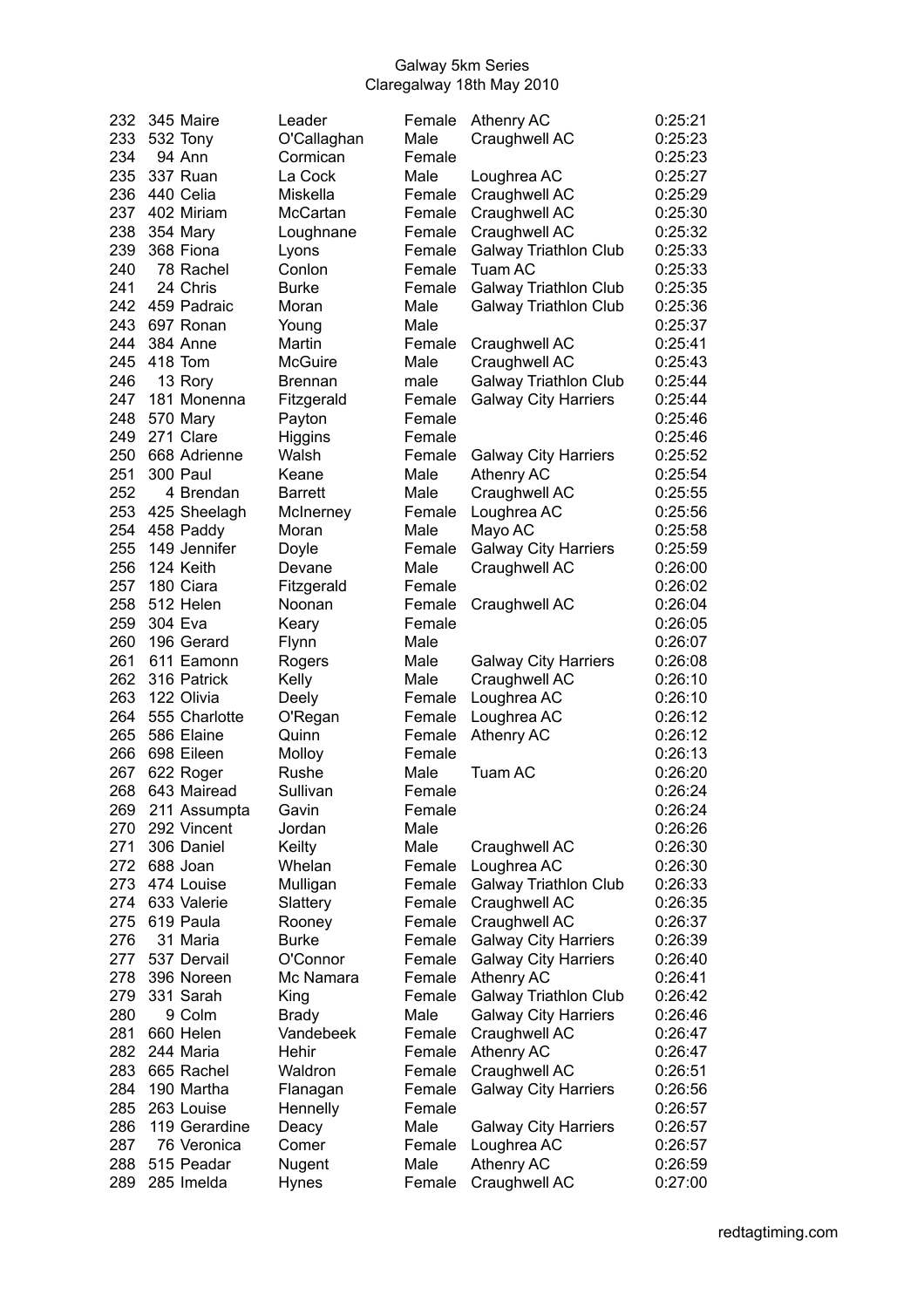Galway 5km Series
Claregalway 18th May 2010

| | | | | | | |
|---|---|---|---|---|---|---|
| 232 | 345 | Maire | Leader | Female | Athenry AC | 0:25:21 |
| 233 | 532 | Tony | O'Callaghan | Male | Craughwell AC | 0:25:23 |
| 234 | 94 | Ann | Cormican | Female | | 0:25:23 |
| 235 | 337 | Ruan | La Cock | Male | Loughrea AC | 0:25:27 |
| 236 | 440 | Celia | Miskella | Female | Craughwell AC | 0:25:29 |
| 237 | 402 | Miriam | McCartan | Female | Craughwell AC | 0:25:30 |
| 238 | 354 | Mary | Loughnane | Female | Craughwell AC | 0:25:32 |
| 239 | 368 | Fiona | Lyons | Female | Galway Triathlon Club | 0:25:33 |
| 240 | 78 | Rachel | Conlon | Female | Tuam AC | 0:25:33 |
| 241 | 24 | Chris | Burke | Female | Galway Triathlon Club | 0:25:35 |
| 242 | 459 | Padraic | Moran | Male | Galway Triathlon Club | 0:25:36 |
| 243 | 697 | Ronan | Young | Male | | 0:25:37 |
| 244 | 384 | Anne | Martin | Female | Craughwell AC | 0:25:41 |
| 245 | 418 | Tom | McGuire | Male | Craughwell AC | 0:25:43 |
| 246 | 13 | Rory | Brennan | male | Galway Triathlon Club | 0:25:44 |
| 247 | 181 | Monenna | Fitzgerald | Female | Galway City Harriers | 0:25:44 |
| 248 | 570 | Mary | Payton | Female | | 0:25:46 |
| 249 | 271 | Clare | Higgins | Female | | 0:25:46 |
| 250 | 668 | Adrienne | Walsh | Female | Galway City Harriers | 0:25:52 |
| 251 | 300 | Paul | Keane | Male | Athenry AC | 0:25:54 |
| 252 | 4 | Brendan | Barrett | Male | Craughwell AC | 0:25:55 |
| 253 | 425 | Sheelagh | McInerney | Female | Loughrea AC | 0:25:56 |
| 254 | 458 | Paddy | Moran | Male | Mayo AC | 0:25:58 |
| 255 | 149 | Jennifer | Doyle | Female | Galway City Harriers | 0:25:59 |
| 256 | 124 | Keith | Devane | Male | Craughwell AC | 0:26:00 |
| 257 | 180 | Ciara | Fitzgerald | Female | | 0:26:02 |
| 258 | 512 | Helen | Noonan | Female | Craughwell AC | 0:26:04 |
| 259 | 304 | Eva | Keary | Female | | 0:26:05 |
| 260 | 196 | Gerard | Flynn | Male | | 0:26:07 |
| 261 | 611 | Eamonn | Rogers | Male | Galway City Harriers | 0:26:08 |
| 262 | 316 | Patrick | Kelly | Male | Craughwell AC | 0:26:10 |
| 263 | 122 | Olivia | Deely | Female | Loughrea AC | 0:26:10 |
| 264 | 555 | Charlotte | O'Regan | Female | Loughrea AC | 0:26:12 |
| 265 | 586 | Elaine | Quinn | Female | Athenry AC | 0:26:12 |
| 266 | 698 | Eileen | Molloy | Female | | 0:26:13 |
| 267 | 622 | Roger | Rushe | Male | Tuam AC | 0:26:20 |
| 268 | 643 | Mairead | Sullivan | Female | | 0:26:24 |
| 269 | 211 | Assumpta | Gavin | Female | | 0:26:24 |
| 270 | 292 | Vincent | Jordan | Male | | 0:26:26 |
| 271 | 306 | Daniel | Keilty | Male | Craughwell AC | 0:26:30 |
| 272 | 688 | Joan | Whelan | Female | Loughrea AC | 0:26:30 |
| 273 | 474 | Louise | Mulligan | Female | Galway Triathlon Club | 0:26:33 |
| 274 | 633 | Valerie | Slattery | Female | Craughwell AC | 0:26:35 |
| 275 | 619 | Paula | Rooney | Female | Craughwell AC | 0:26:37 |
| 276 | 31 | Maria | Burke | Female | Galway City Harriers | 0:26:39 |
| 277 | 537 | Dervail | O'Connor | Female | Galway City Harriers | 0:26:40 |
| 278 | 396 | Noreen | Mc Namara | Female | Athenry AC | 0:26:41 |
| 279 | 331 | Sarah | King | Female | Galway Triathlon Club | 0:26:42 |
| 280 | 9 | Colm | Brady | Male | Galway City Harriers | 0:26:46 |
| 281 | 660 | Helen | Vandebeek | Female | Craughwell AC | 0:26:47 |
| 282 | 244 | Maria | Hehir | Female | Athenry AC | 0:26:47 |
| 283 | 665 | Rachel | Waldron | Female | Craughwell AC | 0:26:51 |
| 284 | 190 | Martha | Flanagan | Female | Galway City Harriers | 0:26:56 |
| 285 | 263 | Louise | Hennelly | Female | | 0:26:57 |
| 286 | 119 | Gerardine | Deacy | Male | Galway City Harriers | 0:26:57 |
| 287 | 76 | Veronica | Comer | Female | Loughrea AC | 0:26:57 |
| 288 | 515 | Peadar | Nugent | Male | Athenry AC | 0:26:59 |
| 289 | 285 | Imelda | Hynes | Female | Craughwell AC | 0:27:00 |

redtagtiming.com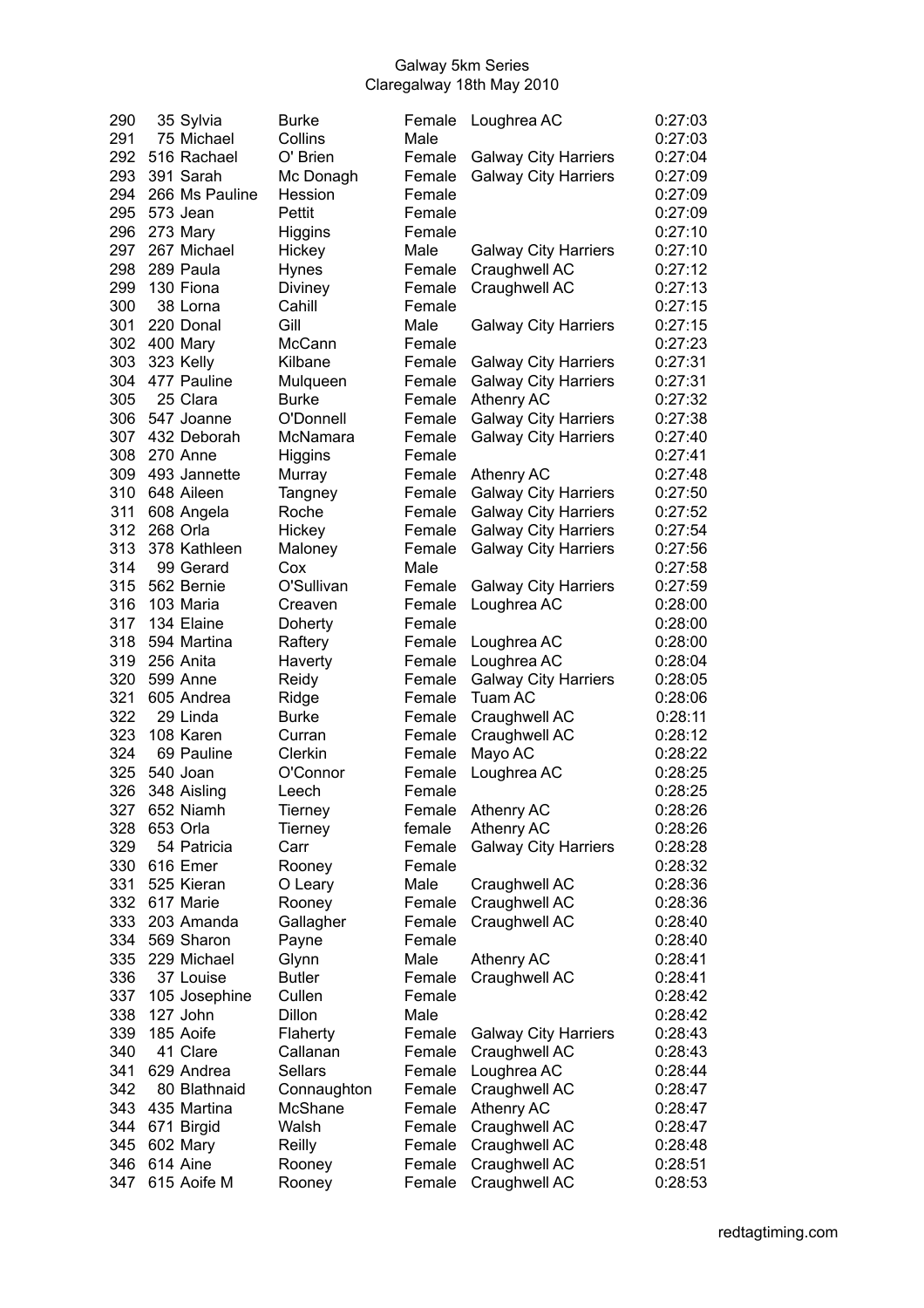Galway 5km Series
Claregalway 18th May 2010

| | | | | | | |
|---|---|---|---|---|---|---|
| 290 | 35 | Sylvia | Burke | Female | Loughrea AC | 0:27:03 |
| 291 | 75 | Michael | Collins | Male | | 0:27:03 |
| 292 | 516 | Rachael | O' Brien | Female | Galway City Harriers | 0:27:04 |
| 293 | 391 | Sarah | Mc Donagh | Female | Galway City Harriers | 0:27:09 |
| 294 | 266 | Ms Pauline | Hession | Female | | 0:27:09 |
| 295 | 573 | Jean | Pettit | Female | | 0:27:09 |
| 296 | 273 | Mary | Higgins | Female | | 0:27:10 |
| 297 | 267 | Michael | Hickey | Male | Galway City Harriers | 0:27:10 |
| 298 | 289 | Paula | Hynes | Female | Craughwell AC | 0:27:12 |
| 299 | 130 | Fiona | Diviney | Female | Craughwell AC | 0:27:13 |
| 300 | 38 | Lorna | Cahill | Female | | 0:27:15 |
| 301 | 220 | Donal | Gill | Male | Galway City Harriers | 0:27:15 |
| 302 | 400 | Mary | McCann | Female | | 0:27:23 |
| 303 | 323 | Kelly | Kilbane | Female | Galway City Harriers | 0:27:31 |
| 304 | 477 | Pauline | Mulqueen | Female | Galway City Harriers | 0:27:31 |
| 305 | 25 | Clara | Burke | Female | Athenry AC | 0:27:32 |
| 306 | 547 | Joanne | O'Donnell | Female | Galway City Harriers | 0:27:38 |
| 307 | 432 | Deborah | McNamara | Female | Galway City Harriers | 0:27:40 |
| 308 | 270 | Anne | Higgins | Female | | 0:27:41 |
| 309 | 493 | Jannette | Murray | Female | Athenry AC | 0:27:48 |
| 310 | 648 | Aileen | Tangney | Female | Galway City Harriers | 0:27:50 |
| 311 | 608 | Angela | Roche | Female | Galway City Harriers | 0:27:52 |
| 312 | 268 | Orla | Hickey | Female | Galway City Harriers | 0:27:54 |
| 313 | 378 | Kathleen | Maloney | Female | Galway City Harriers | 0:27:56 |
| 314 | 99 | Gerard | Cox | Male | | 0:27:58 |
| 315 | 562 | Bernie | O'Sullivan | Female | Galway City Harriers | 0:27:59 |
| 316 | 103 | Maria | Creaven | Female | Loughrea AC | 0:28:00 |
| 317 | 134 | Elaine | Doherty | Female | | 0:28:00 |
| 318 | 594 | Martina | Raftery | Female | Loughrea AC | 0:28:00 |
| 319 | 256 | Anita | Haverty | Female | Loughrea AC | 0:28:04 |
| 320 | 599 | Anne | Reidy | Female | Galway City Harriers | 0:28:05 |
| 321 | 605 | Andrea | Ridge | Female | Tuam AC | 0:28:06 |
| 322 | 29 | Linda | Burke | Female | Craughwell AC | 0:28:11 |
| 323 | 108 | Karen | Curran | Female | Craughwell AC | 0:28:12 |
| 324 | 69 | Pauline | Clerkin | Female | Mayo AC | 0:28:22 |
| 325 | 540 | Joan | O'Connor | Female | Loughrea AC | 0:28:25 |
| 326 | 348 | Aisling | Leech | Female | | 0:28:25 |
| 327 | 652 | Niamh | Tierney | Female | Athenry AC | 0:28:26 |
| 328 | 653 | Orla | Tierney | female | Athenry AC | 0:28:26 |
| 329 | 54 | Patricia | Carr | Female | Galway City Harriers | 0:28:28 |
| 330 | 616 | Emer | Rooney | Female | | 0:28:32 |
| 331 | 525 | Kieran | O Leary | Male | Craughwell AC | 0:28:36 |
| 332 | 617 | Marie | Rooney | Female | Craughwell AC | 0:28:36 |
| 333 | 203 | Amanda | Gallagher | Female | Craughwell AC | 0:28:40 |
| 334 | 569 | Sharon | Payne | Female | | 0:28:40 |
| 335 | 229 | Michael | Glynn | Male | Athenry AC | 0:28:41 |
| 336 | 37 | Louise | Butler | Female | Craughwell AC | 0:28:41 |
| 337 | 105 | Josephine | Cullen | Female | | 0:28:42 |
| 338 | 127 | John | Dillon | Male | | 0:28:42 |
| 339 | 185 | Aoife | Flaherty | Female | Galway City Harriers | 0:28:43 |
| 340 | 41 | Clare | Callanan | Female | Craughwell AC | 0:28:43 |
| 341 | 629 | Andrea | Sellars | Female | Loughrea AC | 0:28:44 |
| 342 | 80 | Blathnaid | Connaughton | Female | Craughwell AC | 0:28:47 |
| 343 | 435 | Martina | McShane | Female | Athenry AC | 0:28:47 |
| 344 | 671 | Birgid | Walsh | Female | Craughwell AC | 0:28:47 |
| 345 | 602 | Mary | Reilly | Female | Craughwell AC | 0:28:48 |
| 346 | 614 | Aine | Rooney | Female | Craughwell AC | 0:28:51 |
| 347 | 615 | Aoife M | Rooney | Female | Craughwell AC | 0:28:53 |

redtagtiming.com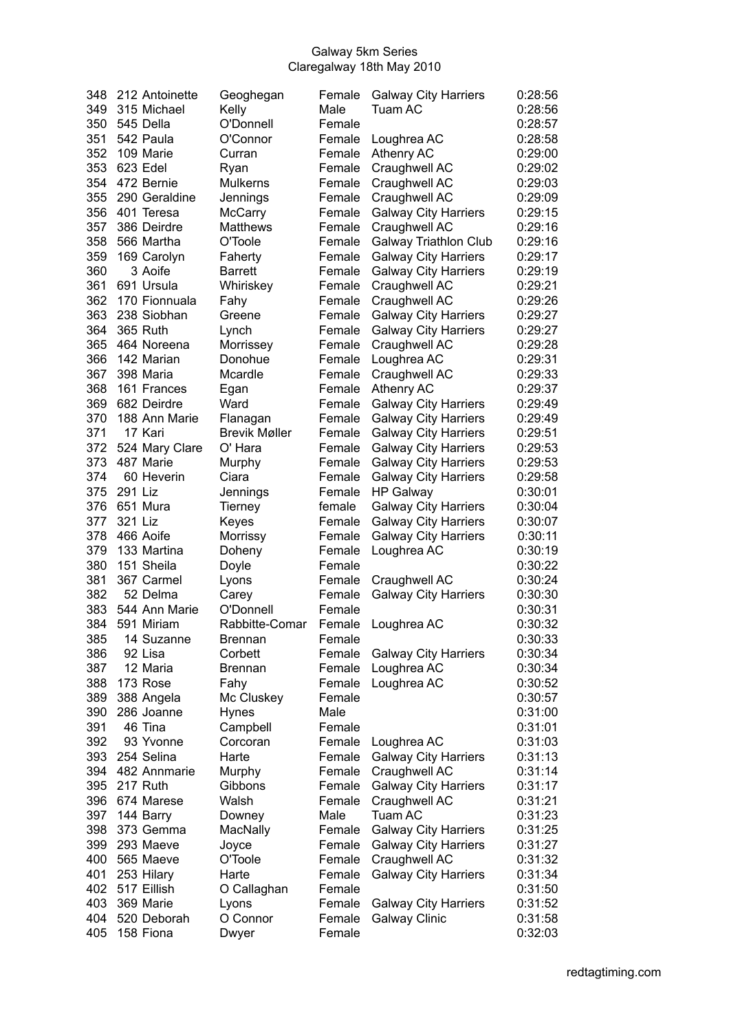Galway 5km Series
Claregalway 18th May 2010

| | | | | | | |
|---|---|---|---|---|---|---|
| 348 | 212 | Antoinette | Geoghegan | Female | Galway City Harriers | 0:28:56 |
| 349 | 315 | Michael | Kelly | Male | Tuam AC | 0:28:56 |
| 350 | 545 | Della | O'Donnell | Female | | 0:28:57 |
| 351 | 542 | Paula | O'Connor | Female | Loughrea AC | 0:28:58 |
| 352 | 109 | Marie | Curran | Female | Athenry AC | 0:29:00 |
| 353 | 623 | Edel | Ryan | Female | Craughwell AC | 0:29:02 |
| 354 | 472 | Bernie | Mulkerns | Female | Craughwell AC | 0:29:03 |
| 355 | 290 | Geraldine | Jennings | Female | Craughwell AC | 0:29:09 |
| 356 | 401 | Teresa | McCarry | Female | Galway City Harriers | 0:29:15 |
| 357 | 386 | Deirdre | Matthews | Female | Craughwell AC | 0:29:16 |
| 358 | 566 | Martha | O'Toole | Female | Galway Triathlon Club | 0:29:16 |
| 359 | 169 | Carolyn | Faherty | Female | Galway City Harriers | 0:29:17 |
| 360 | 3 | Aoife | Barrett | Female | Galway City Harriers | 0:29:19 |
| 361 | 691 | Ursula | Whiriskey | Female | Craughwell AC | 0:29:21 |
| 362 | 170 | Fionnuala | Fahy | Female | Craughwell AC | 0:29:26 |
| 363 | 238 | Siobhan | Greene | Female | Galway City Harriers | 0:29:27 |
| 364 | 365 | Ruth | Lynch | Female | Galway City Harriers | 0:29:27 |
| 365 | 464 | Noreena | Morrissey | Female | Craughwell AC | 0:29:28 |
| 366 | 142 | Marian | Donohue | Female | Loughrea AC | 0:29:31 |
| 367 | 398 | Maria | Mcardle | Female | Craughwell AC | 0:29:33 |
| 368 | 161 | Frances | Egan | Female | Athenry AC | 0:29:37 |
| 369 | 682 | Deirdre | Ward | Female | Galway City Harriers | 0:29:49 |
| 370 | 188 | Ann Marie | Flanagan | Female | Galway City Harriers | 0:29:49 |
| 371 | 17 | Kari | Brevik Møller | Female | Galway City Harriers | 0:29:51 |
| 372 | 524 | Mary Clare | O' Hara | Female | Galway City Harriers | 0:29:53 |
| 373 | 487 | Marie | Murphy | Female | Galway City Harriers | 0:29:53 |
| 374 | 60 | Heverin | Ciara | Female | Galway City Harriers | 0:29:58 |
| 375 | 291 | Liz | Jennings | Female | HP Galway | 0:30:01 |
| 376 | 651 | Mura | Tierney | female | Galway City Harriers | 0:30:04 |
| 377 | 321 | Liz | Keyes | Female | Galway City Harriers | 0:30:07 |
| 378 | 466 | Aoife | Morrissy | Female | Galway City Harriers | 0:30:11 |
| 379 | 133 | Martina | Doheny | Female | Loughrea AC | 0:30:19 |
| 380 | 151 | Sheila | Doyle | Female | | 0:30:22 |
| 381 | 367 | Carmel | Lyons | Female | Craughwell AC | 0:30:24 |
| 382 | 52 | Delma | Carey | Female | Galway City Harriers | 0:30:30 |
| 383 | 544 | Ann Marie | O'Donnell | Female | | 0:30:31 |
| 384 | 591 | Miriam | Rabbitte-Comar | Female | Loughrea AC | 0:30:32 |
| 385 | 14 | Suzanne | Brennan | Female | | 0:30:33 |
| 386 | 92 | Lisa | Corbett | Female | Galway City Harriers | 0:30:34 |
| 387 | 12 | Maria | Brennan | Female | Loughrea AC | 0:30:34 |
| 388 | 173 | Rose | Fahy | Female | Loughrea AC | 0:30:52 |
| 389 | 388 | Angela | Mc Cluskey | Female | | 0:30:57 |
| 390 | 286 | Joanne | Hynes | Male | | 0:31:00 |
| 391 | 46 | Tina | Campbell | Female | | 0:31:01 |
| 392 | 93 | Yvonne | Corcoran | Female | Loughrea AC | 0:31:03 |
| 393 | 254 | Selina | Harte | Female | Galway City Harriers | 0:31:13 |
| 394 | 482 | Annmarie | Murphy | Female | Craughwell AC | 0:31:14 |
| 395 | 217 | Ruth | Gibbons | Female | Galway City Harriers | 0:31:17 |
| 396 | 674 | Marese | Walsh | Female | Craughwell AC | 0:31:21 |
| 397 | 144 | Barry | Downey | Male | Tuam AC | 0:31:23 |
| 398 | 373 | Gemma | MacNally | Female | Galway City Harriers | 0:31:25 |
| 399 | 293 | Maeve | Joyce | Female | Galway City Harriers | 0:31:27 |
| 400 | 565 | Maeve | O'Toole | Female | Craughwell AC | 0:31:32 |
| 401 | 253 | Hilary | Harte | Female | Galway City Harriers | 0:31:34 |
| 402 | 517 | Eillish | O Callaghan | Female | | 0:31:50 |
| 403 | 369 | Marie | Lyons | Female | Galway City Harriers | 0:31:52 |
| 404 | 520 | Deborah | O Connor | Female | Galway Clinic | 0:31:58 |
| 405 | 158 | Fiona | Dwyer | Female | | 0:32:03 |

redtagtiming.com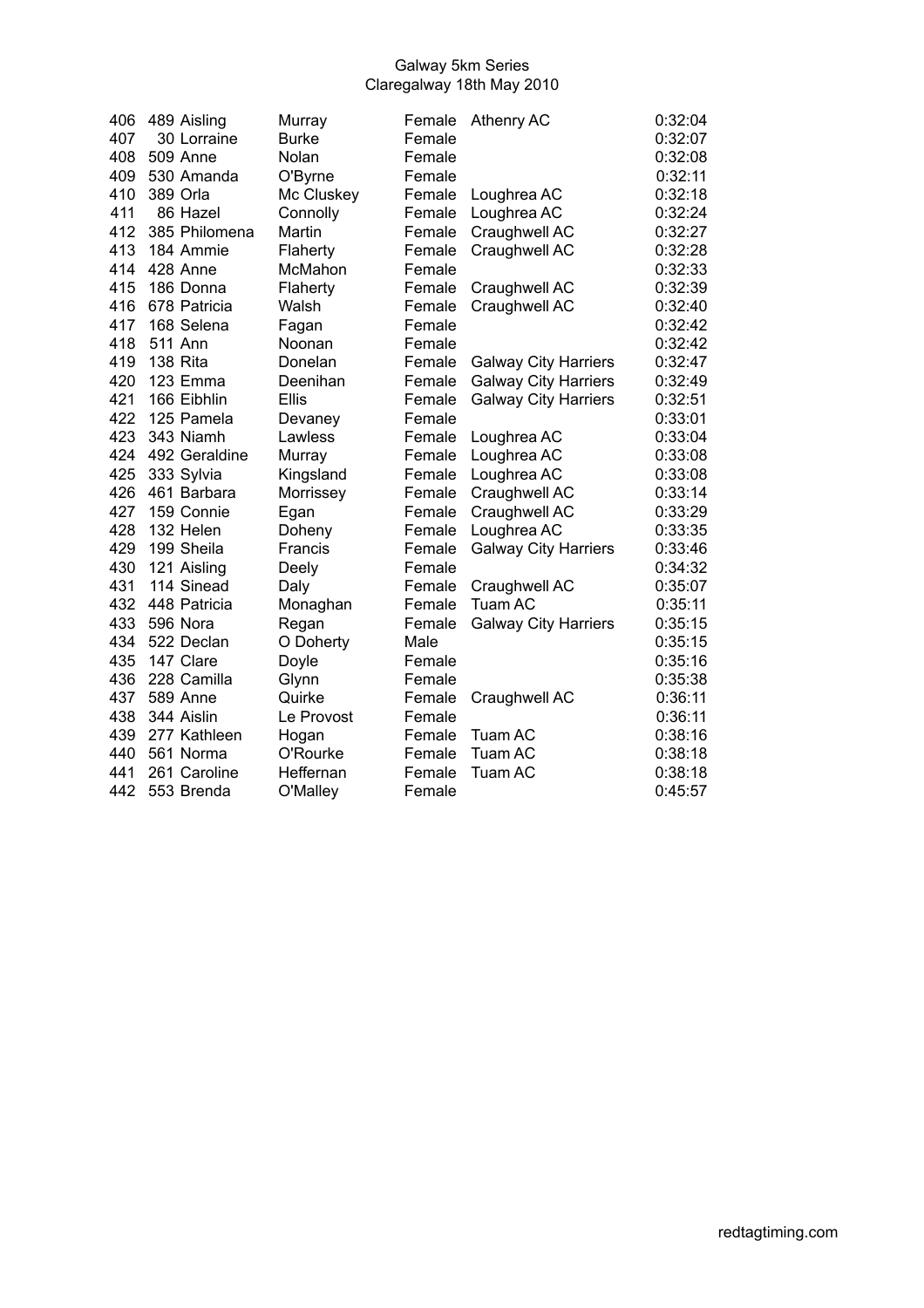Galway 5km Series
Claregalway 18th May 2010

| | | | | | | |
|---|---|---|---|---|---|---|
| 406 | 489 | Aisling | Murray | Female | Athenry AC | 0:32:04 |
| 407 | 30 | Lorraine | Burke | Female | | 0:32:07 |
| 408 | 509 | Anne | Nolan | Female | | 0:32:08 |
| 409 | 530 | Amanda | O'Byrne | Female | | 0:32:11 |
| 410 | 389 | Orla | Mc Cluskey | Female | Loughrea AC | 0:32:18 |
| 411 | 86 | Hazel | Connolly | Female | Loughrea AC | 0:32:24 |
| 412 | 385 | Philomena | Martin | Female | Craughwell AC | 0:32:27 |
| 413 | 184 | Ammie | Flaherty | Female | Craughwell AC | 0:32:28 |
| 414 | 428 | Anne | McMahon | Female | | 0:32:33 |
| 415 | 186 | Donna | Flaherty | Female | Craughwell AC | 0:32:39 |
| 416 | 678 | Patricia | Walsh | Female | Craughwell AC | 0:32:40 |
| 417 | 168 | Selena | Fagan | Female | | 0:32:42 |
| 418 | 511 | Ann | Noonan | Female | | 0:32:42 |
| 419 | 138 | Rita | Donelan | Female | Galway City Harriers | 0:32:47 |
| 420 | 123 | Emma | Deenihan | Female | Galway City Harriers | 0:32:49 |
| 421 | 166 | Eibhlin | Ellis | Female | Galway City Harriers | 0:32:51 |
| 422 | 125 | Pamela | Devaney | Female | | 0:33:01 |
| 423 | 343 | Niamh | Lawless | Female | Loughrea AC | 0:33:04 |
| 424 | 492 | Geraldine | Murray | Female | Loughrea AC | 0:33:08 |
| 425 | 333 | Sylvia | Kingsland | Female | Loughrea AC | 0:33:08 |
| 426 | 461 | Barbara | Morrissey | Female | Craughwell AC | 0:33:14 |
| 427 | 159 | Connie | Egan | Female | Craughwell AC | 0:33:29 |
| 428 | 132 | Helen | Doheny | Female | Loughrea AC | 0:33:35 |
| 429 | 199 | Sheila | Francis | Female | Galway City Harriers | 0:33:46 |
| 430 | 121 | Aisling | Deely | Female | | 0:34:32 |
| 431 | 114 | Sinead | Daly | Female | Craughwell AC | 0:35:07 |
| 432 | 448 | Patricia | Monaghan | Female | Tuam AC | 0:35:11 |
| 433 | 596 | Nora | Regan | Female | Galway City Harriers | 0:35:15 |
| 434 | 522 | Declan | O Doherty | Male | | 0:35:15 |
| 435 | 147 | Clare | Doyle | Female | | 0:35:16 |
| 436 | 228 | Camilla | Glynn | Female | | 0:35:38 |
| 437 | 589 | Anne | Quirke | Female | Craughwell AC | 0:36:11 |
| 438 | 344 | Aislin | Le Provost | Female | | 0:36:11 |
| 439 | 277 | Kathleen | Hogan | Female | Tuam AC | 0:38:16 |
| 440 | 561 | Norma | O'Rourke | Female | Tuam AC | 0:38:18 |
| 441 | 261 | Caroline | Heffernan | Female | Tuam AC | 0:38:18 |
| 442 | 553 | Brenda | O'Malley | Female | | 0:45:57 |

redtagtiming.com